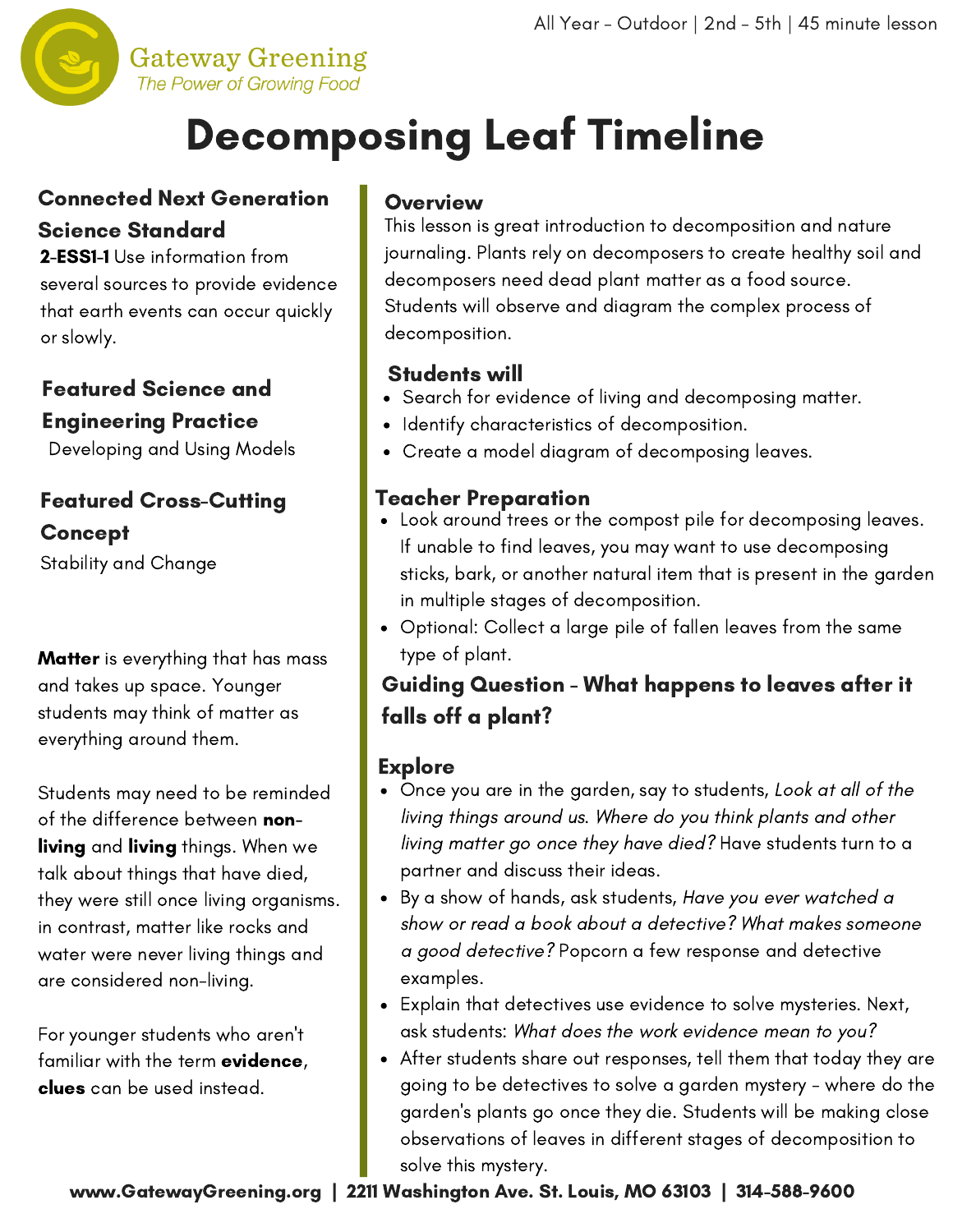All Year - Outdoor | 2nd - 5th | 45 minute lesson

Gateway Greening
*The Power of Growing Food*

# Decomposing Leaf Timeline

### Connected Next Generation Science Standard

**2-ESS1-1** Use information from several sources to provide evidence that earth events can occur quickly or slowly.

### Featured Science and Engineering Practice

Developing and Using Models

### Featured Cross-Cutting Concept

Stability and Change

**Matter** is everything that has mass and takes up space. Younger students may think of matter as everything around them.

Students may need to be reminded of the difference between **non-living** and **living** things. When we talk about things that have died, they were still once living organisms. in contrast, matter like rocks and water were never living things and are considered non-living.

For younger students who aren't familiar with the term **evidence**, **clues** can be used instead.

### Overview

This lesson is great introduction to decomposition and nature journaling. Plants rely on decomposers to create healthy soil and decomposers need dead plant matter as a food source. Students will observe and diagram the complex process of decomposition.

### Students will

- Search for evidence of living and decomposing matter.
- Identify characteristics of decomposition.
- Create a model diagram of decomposing leaves.

### Teacher Preparation

- Look around trees or the compost pile for decomposing leaves. If unable to find leaves, you may want to use decomposing sticks, bark, or another natural item that is present in the garden in multiple stages of decomposition.
- Optional: Collect a large pile of fallen leaves from the same type of plant.

### Guiding Question - What happens to leaves after it falls off a plant?

### Explore

- Once you are in the garden, say to students, *Look at all of the living things around us. Where do you think plants and other living matter go once they have died?* Have students turn to a partner and discuss their ideas.
- By a show of hands, ask students, *Have you ever watched a show or read a book about a detective? What makes someone a good detective?* Popcorn a few response and detective examples.
- Explain that detectives use evidence to solve mysteries. Next, ask students: *What does the work evidence mean to you?*
- After students share out responses, tell them that today they are going to be detectives to solve a garden mystery - where do the garden's plants go once they die. Students will be making close observations of leaves in different stages of decomposition to solve this mystery.

**www.GatewayGreening.org | 2211 Washington Ave. St. Louis, MO 63103 | 314-588-9600**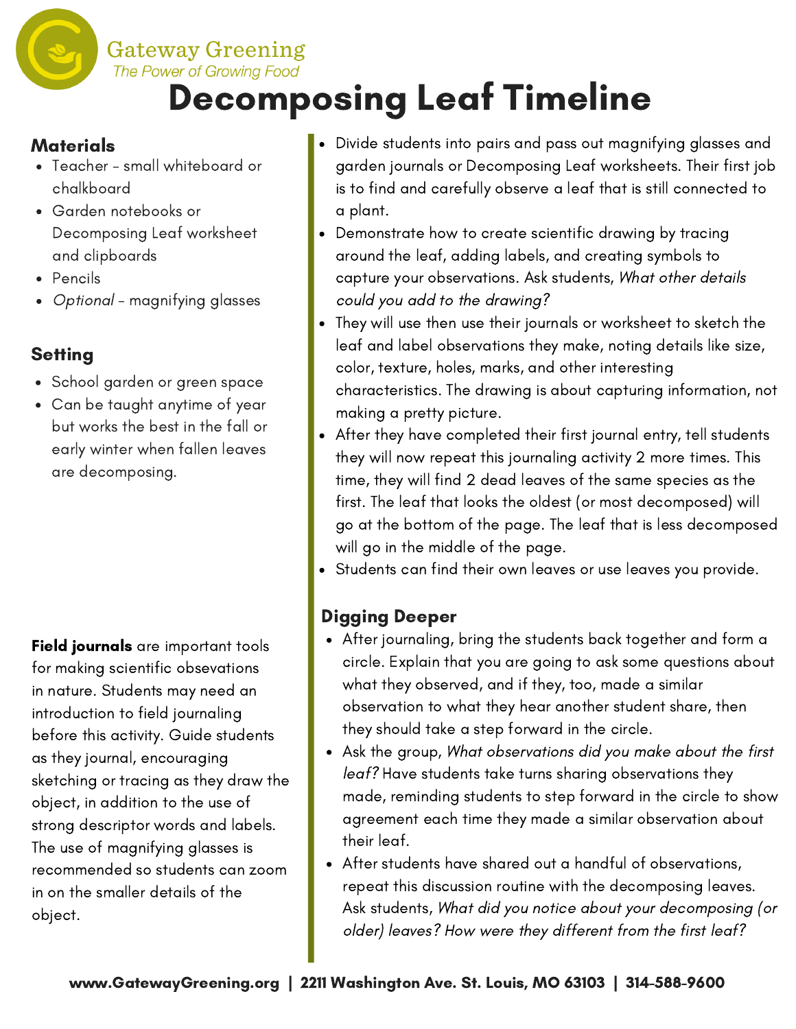# Decomposing Leaf Timeline

## Materials

- Teacher – small whiteboard or chalkboard
- Garden notebooks or Decomposing Leaf worksheet and clipboards
- Pencils
- *Optional* – magnifying glasses

## Setting

- School garden or green space
- Can be taught anytime of year but works the best in the fall or early winter when fallen leaves are decomposing.

**Field journals** are important tools for making scientific obsevations in nature. Students may need an introduction to field journaling before this activity. Guide students as they journal, encouraging sketching or tracing as they draw the object, in addition to the use of strong descriptor words and labels. The use of magnifying glasses is recommended so students can zoom in on the smaller details of the object.

- Divide students into pairs and pass out magnifying glasses and garden journals or Decomposing Leaf worksheets. Their first job is to find and carefully observe a leaf that is still connected to a plant.
- Demonstrate how to create scientific drawing by tracing around the leaf, adding labels, and creating symbols to capture your observations. Ask students, *What other details could you add to the drawing?*
- They will use then use their journals or worksheet to sketch the leaf and label observations they make, noting details like size, color, texture, holes, marks, and other interesting characteristics. The drawing is about capturing information, not making a pretty picture.
- After they have completed their first journal entry, tell students they will now repeat this journaling activity 2 more times. This time, they will find 2 dead leaves of the same species as the first. The leaf that looks the oldest (or most decomposed) will go at the bottom of the page. The leaf that is less decomposed will go in the middle of the page.
- Students can find their own leaves or use leaves you provide.

## Digging Deeper

- After journaling, bring the students back together and form a circle. Explain that you are going to ask some questions about what they observed, and if they, too, made a similar observation to what they hear another student share, then they should take a step forward in the circle.
- Ask the group, *What observations did you make about the first leaf?* Have students take turns sharing observations they made, reminding students to step forward in the circle to show agreement each time they made a similar observation about their leaf.
- After students have shared out a handful of observations, repeat this discussion routine with the decomposing leaves. Ask students, *What did you notice about your decomposing (or older) leaves? How were they different from the first leaf?*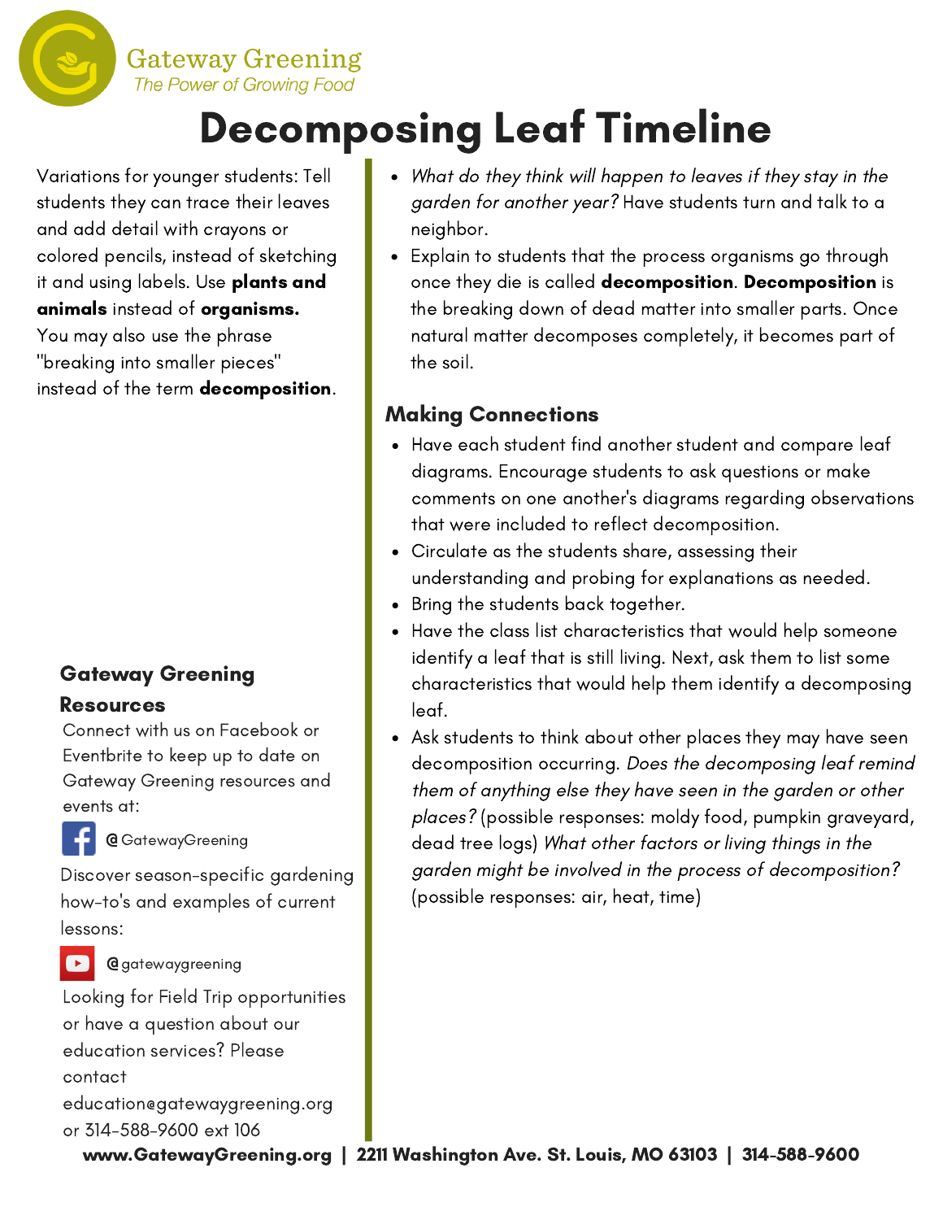# Decomposing Leaf Timeline

Variations for younger students: Tell students they can trace their leaves and add detail with crayons or colored pencils, instead of sketching it and using labels. Use **plants and animals** instead of **organisms.** You may also use the phrase "breaking into smaller pieces" instead of the term **decomposition**.

- *What do they think will happen to leaves if they stay in the garden for another year?* Have students turn and talk to a neighbor.
- Explain to students that the process organisms go through once they die is called **decomposition**. **Decomposition** is the breaking down of dead matter into smaller parts. Once natural matter decomposes completely, it becomes part of the soil.

### Making Connections

- Have each student find another student and compare leaf diagrams. Encourage students to ask questions or make comments on one another's diagrams regarding observations that were included to reflect decomposition.
- Circulate as the students share, assessing their understanding and probing for explanations as needed.
- Bring the students back together.
- Have the class list characteristics that would help someone identify a leaf that is still living. Next, ask them to list some characteristics that would help them identify a decomposing leaf.
- Ask students to think about other places they may have seen decomposition occurring. *Does the decomposing leaf remind them of anything else they have seen in the garden or other places?* (possible responses: moldy food, pumpkin graveyard, dead tree logs) *What other factors or living things in the garden might be involved in the process of decomposition?* (possible responses: air, heat, time)

### Gateway Greening Resources

Connect with us on Facebook or Eventbrite to keep up to date on Gateway Greening resources and events at:

@GatewayGreening

Discover season-specific gardening how-to's and examples of current lessons:

@gatewaygreening

Looking for Field Trip opportunities or have a question about our education services? Please contact education@gatewaygreening.org or 314-588-9600 ext 106

www.GatewayGreening.org | 2211 Washington Ave. St. Louis, MO 63103 | 314-588-9600